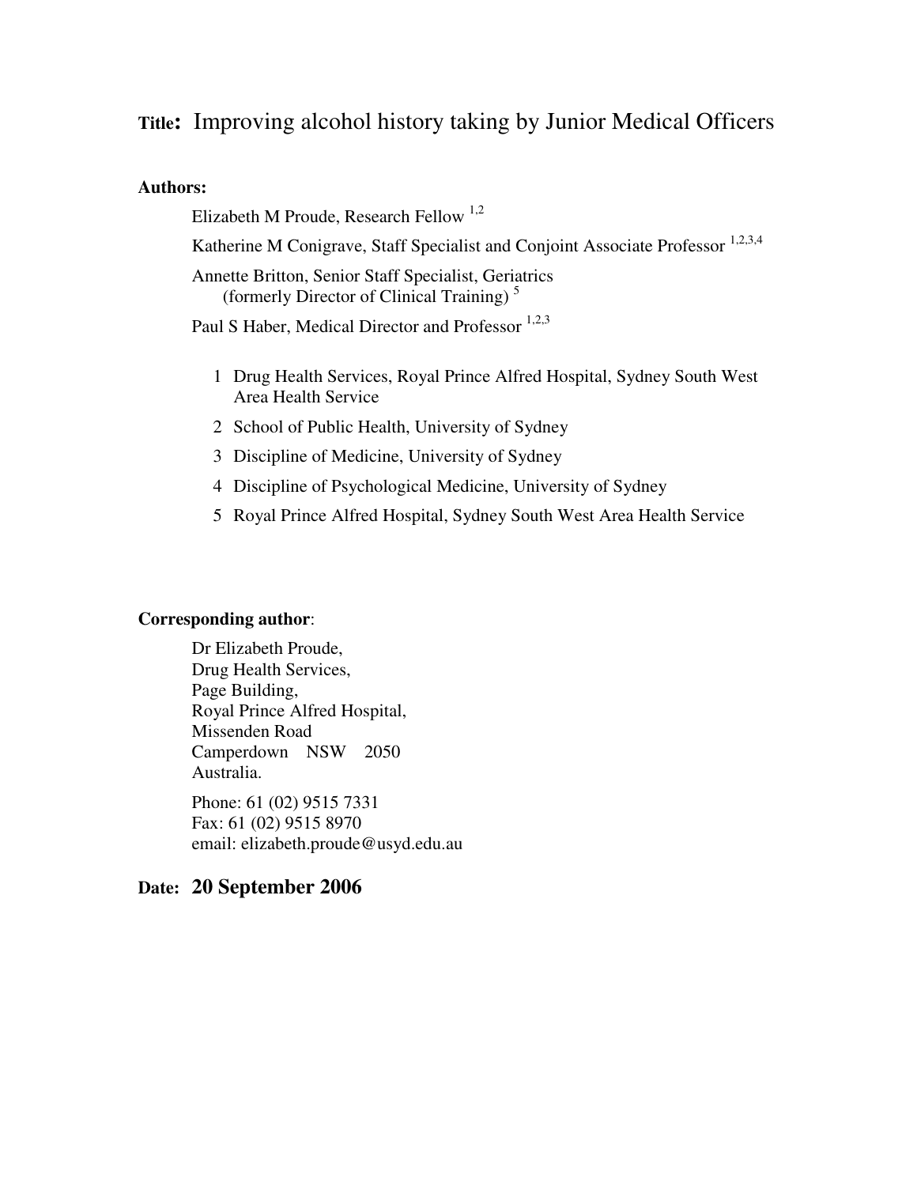**Title: Improving alcohol history taking by Junior Medical Officers**

**Authors:**

Elizabeth M Proude, Research Fellow [1,2]

Katherine M Conigrave, Staff Specialist and Conjoint Associate Professor [1,2,3,4]

Annette Britton, Senior Staff Specialist, Geriatrics (formerly Director of Clinical Training) [5]

Paul S Haber, Medical Director and Professor [1,2,3]

1. Drug Health Services, Royal Prince Alfred Hospital, Sydney South West Area Health Service
2. School of Public Health, University of Sydney
3. Discipline of Medicine, University of Sydney
4. Discipline of Psychological Medicine, University of Sydney
5. Royal Prince Alfred Hospital, Sydney South West Area Health Service

**Corresponding author**:

Dr Elizabeth Proude,
Drug Health Services,
Page Building,
Royal Prince Alfred Hospital,
Missenden Road
Camperdown NSW 2050
Australia.

Phone: 61 (02) 9515 7331
Fax: 61 (02) 9515 8970
email: elizabeth.proude@usyd.edu.au

**Date: 20 September 2006**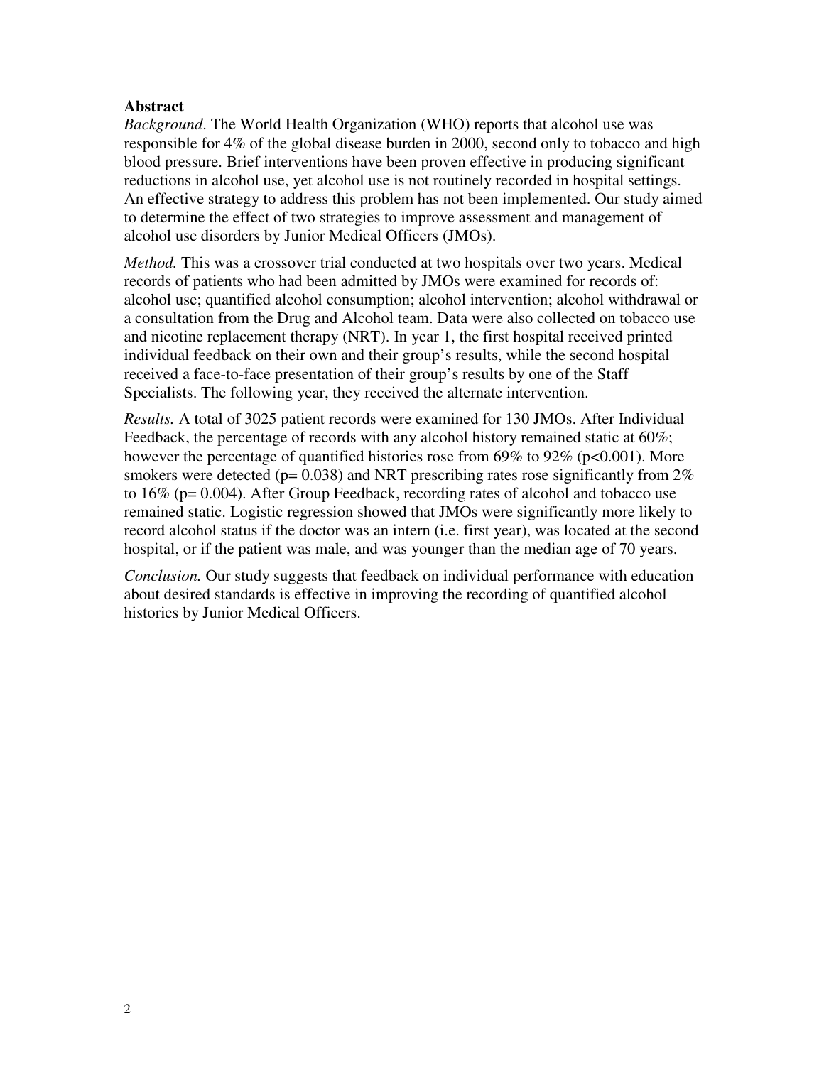**Abstract**

*Background*. The World Health Organization (WHO) reports that alcohol use was responsible for 4% of the global disease burden in 2000, second only to tobacco and high blood pressure. Brief interventions have been proven effective in producing significant reductions in alcohol use, yet alcohol use is not routinely recorded in hospital settings. An effective strategy to address this problem has not been implemented. Our study aimed to determine the effect of two strategies to improve assessment and management of alcohol use disorders by Junior Medical Officers (JMOs).

*Method.* This was a crossover trial conducted at two hospitals over two years. Medical records of patients who had been admitted by JMOs were examined for records of: alcohol use; quantified alcohol consumption; alcohol intervention; alcohol withdrawal or a consultation from the Drug and Alcohol team. Data were also collected on tobacco use and nicotine replacement therapy (NRT). In year 1, the first hospital received printed individual feedback on their own and their group's results, while the second hospital received a face-to-face presentation of their group's results by one of the Staff Specialists. The following year, they received the alternate intervention.

*Results.* A total of 3025 patient records were examined for 130 JMOs. After Individual Feedback, the percentage of records with any alcohol history remained static at 60%; however the percentage of quantified histories rose from 69% to 92% ($p<0.001$). More smokers were detected ($p= 0.038$) and NRT prescribing rates rose significantly from 2% to 16% ($p= 0.004$). After Group Feedback, recording rates of alcohol and tobacco use remained static. Logistic regression showed that JMOs were significantly more likely to record alcohol status if the doctor was an intern (i.e. first year), was located at the second hospital, or if the patient was male, and was younger than the median age of 70 years.

*Conclusion.* Our study suggests that feedback on individual performance with education about desired standards is effective in improving the recording of quantified alcohol histories by Junior Medical Officers.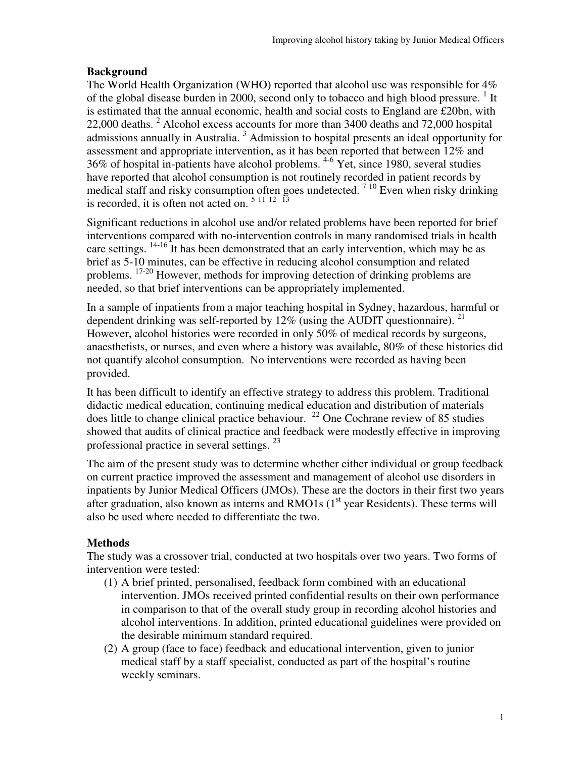## Background

The World Health Organization (WHO) reported that alcohol use was responsible for 4% of the global disease burden in 2000, second only to tobacco and high blood pressure. [1] It is estimated that the annual economic, health and social costs to England are £20bn, with 22,000 deaths. [2] Alcohol excess accounts for more than 3400 deaths and 72,000 hospital admissions annually in Australia. [3] Admission to hospital presents an ideal opportunity for assessment and appropriate intervention, as it has been reported that between 12% and 36% of hospital in-patients have alcohol problems. [4-6] Yet, since 1980, several studies have reported that alcohol consumption is not routinely recorded in patient records by medical staff and risky consumption often goes undetected. [7-10] Even when risky drinking is recorded, it is often not acted on. [5 11 12 13]

Significant reductions in alcohol use and/or related problems have been reported for brief interventions compared with no-intervention controls in many randomised trials in health care settings. [14-16] It has been demonstrated that an early intervention, which may be as brief as 5-10 minutes, can be effective in reducing alcohol consumption and related problems. [17-20] However, methods for improving detection of drinking problems are needed, so that brief interventions can be appropriately implemented.

In a sample of inpatients from a major teaching hospital in Sydney, hazardous, harmful or dependent drinking was self-reported by 12% (using the AUDIT questionnaire). [21] However, alcohol histories were recorded in only 50% of medical records by surgeons, anaesthetists, or nurses, and even where a history was available, 80% of these histories did not quantify alcohol consumption. No interventions were recorded as having been provided.

It has been difficult to identify an effective strategy to address this problem. Traditional didactic medical education, continuing medical education and distribution of materials does little to change clinical practice behaviour. [22] One Cochrane review of 85 studies showed that audits of clinical practice and feedback were modestly effective in improving professional practice in several settings. [23]

The aim of the present study was to determine whether either individual or group feedback on current practice improved the assessment and management of alcohol use disorders in inpatients by Junior Medical Officers (JMOs). These are the doctors in their first two years after graduation, also known as interns and RMO1s (1st year Residents). These terms will also be used where needed to differentiate the two.

## Methods

The study was a crossover trial, conducted at two hospitals over two years. Two forms of intervention were tested:

1. A brief printed, personalised, feedback form combined with an educational intervention. JMOs received printed confidential results on their own performance in comparison to that of the overall study group in recording alcohol histories and alcohol interventions. In addition, printed educational guidelines were provided on the desirable minimum standard required.
2. A group (face to face) feedback and educational intervention, given to junior medical staff by a staff specialist, conducted as part of the hospital's routine weekly seminars.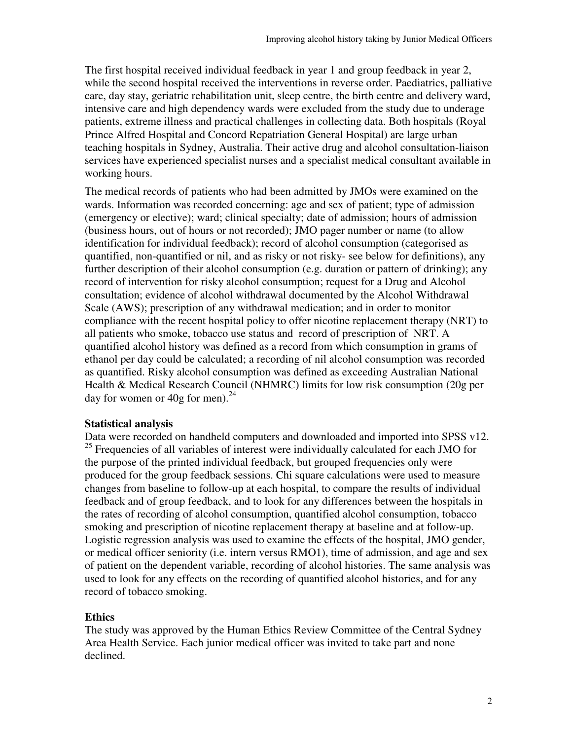The first hospital received individual feedback in year 1 and group feedback in year 2, while the second hospital received the interventions in reverse order. Paediatrics, palliative care, day stay, geriatric rehabilitation unit, sleep centre, the birth centre and delivery ward, intensive care and high dependency wards were excluded from the study due to underage patients, extreme illness and practical challenges in collecting data. Both hospitals (Royal Prince Alfred Hospital and Concord Repatriation General Hospital) are large urban teaching hospitals in Sydney, Australia. Their active drug and alcohol consultation-liaison services have experienced specialist nurses and a specialist medical consultant available in working hours.

The medical records of patients who had been admitted by JMOs were examined on the wards. Information was recorded concerning: age and sex of patient; type of admission (emergency or elective); ward; clinical specialty; date of admission; hours of admission (business hours, out of hours or not recorded); JMO pager number or name (to allow identification for individual feedback); record of alcohol consumption (categorised as quantified, non-quantified or nil, and as risky or not risky- see below for definitions), any further description of their alcohol consumption (e.g. duration or pattern of drinking); any record of intervention for risky alcohol consumption; request for a Drug and Alcohol consultation; evidence of alcohol withdrawal documented by the Alcohol Withdrawal Scale (AWS); prescription of any withdrawal medication; and in order to monitor compliance with the recent hospital policy to offer nicotine replacement therapy (NRT) to all patients who smoke, tobacco use status and record of prescription of NRT. A quantified alcohol history was defined as a record from which consumption in grams of ethanol per day could be calculated; a recording of nil alcohol consumption was recorded as quantified. Risky alcohol consumption was defined as exceeding Australian National Health & Medical Research Council (NHMRC) limits for low risk consumption (20g per day for women or 40g for men).[24]

### Statistical analysis

Data were recorded on handheld computers and downloaded and imported into SPSS v12.[25] Frequencies of all variables of interest were individually calculated for each JMO for the purpose of the printed individual feedback, but grouped frequencies only were produced for the group feedback sessions. Chi square calculations were used to measure changes from baseline to follow-up at each hospital, to compare the results of individual feedback and of group feedback, and to look for any differences between the hospitals in the rates of recording of alcohol consumption, quantified alcohol consumption, tobacco smoking and prescription of nicotine replacement therapy at baseline and at follow-up. Logistic regression analysis was used to examine the effects of the hospital, JMO gender, or medical officer seniority (i.e. intern versus RMO1), time of admission, and age and sex of patient on the dependent variable, recording of alcohol histories. The same analysis was used to look for any effects on the recording of quantified alcohol histories, and for any record of tobacco smoking.

### Ethics

The study was approved by the Human Ethics Review Committee of the Central Sydney Area Health Service. Each junior medical officer was invited to take part and none declined.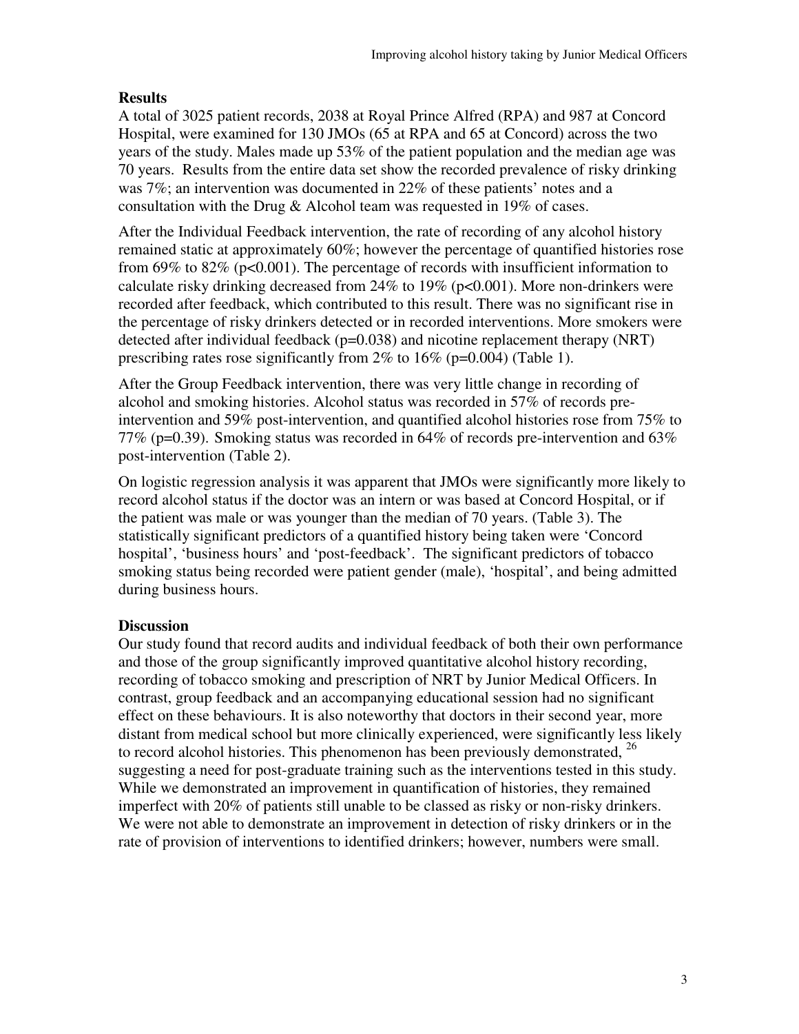## Results

A total of 3025 patient records, 2038 at Royal Prince Alfred (RPA) and 987 at Concord Hospital, were examined for 130 JMOs (65 at RPA and 65 at Concord) across the two years of the study. Males made up 53% of the patient population and the median age was 70 years. Results from the entire data set show the recorded prevalence of risky drinking was 7%; an intervention was documented in 22% of these patients' notes and a consultation with the Drug & Alcohol team was requested in 19% of cases.

After the Individual Feedback intervention, the rate of recording of any alcohol history remained static at approximately 60%; however the percentage of quantified histories rose from 69% to 82% ($p<0.001$). The percentage of records with insufficient information to calculate risky drinking decreased from 24% to 19% ($p<0.001$). More non-drinkers were recorded after feedback, which contributed to this result. There was no significant rise in the percentage of risky drinkers detected or in recorded interventions. More smokers were detected after individual feedback ($p=0.038$) and nicotine replacement therapy (NRT) prescribing rates rose significantly from 2% to 16% ($p=0.004$) (Table 1).

After the Group Feedback intervention, there was very little change in recording of alcohol and smoking histories. Alcohol status was recorded in 57% of records pre-intervention and 59% post-intervention, and quantified alcohol histories rose from 75% to 77% ($p=0.39$). Smoking status was recorded in 64% of records pre-intervention and 63% post-intervention (Table 2).

On logistic regression analysis it was apparent that JMOs were significantly more likely to record alcohol status if the doctor was an intern or was based at Concord Hospital, or if the patient was male or was younger than the median of 70 years. (Table 3). The statistically significant predictors of a quantified history being taken were 'Concord hospital', 'business hours' and 'post-feedback'. The significant predictors of tobacco smoking status being recorded were patient gender (male), 'hospital', and being admitted during business hours.

## Discussion

Our study found that record audits and individual feedback of both their own performance and those of the group significantly improved quantitative alcohol history recording, recording of tobacco smoking and prescription of NRT by Junior Medical Officers. In contrast, group feedback and an accompanying educational session had no significant effect on these behaviours. It is also noteworthy that doctors in their second year, more distant from medical school but more clinically experienced, were significantly less likely to record alcohol histories. This phenomenon has been previously demonstrated, [26] suggesting a need for post-graduate training such as the interventions tested in this study. While we demonstrated an improvement in quantification of histories, they remained imperfect with 20% of patients still unable to be classed as risky or non-risky drinkers. We were not able to demonstrate an improvement in detection of risky drinkers or in the rate of provision of interventions to identified drinkers; however, numbers were small.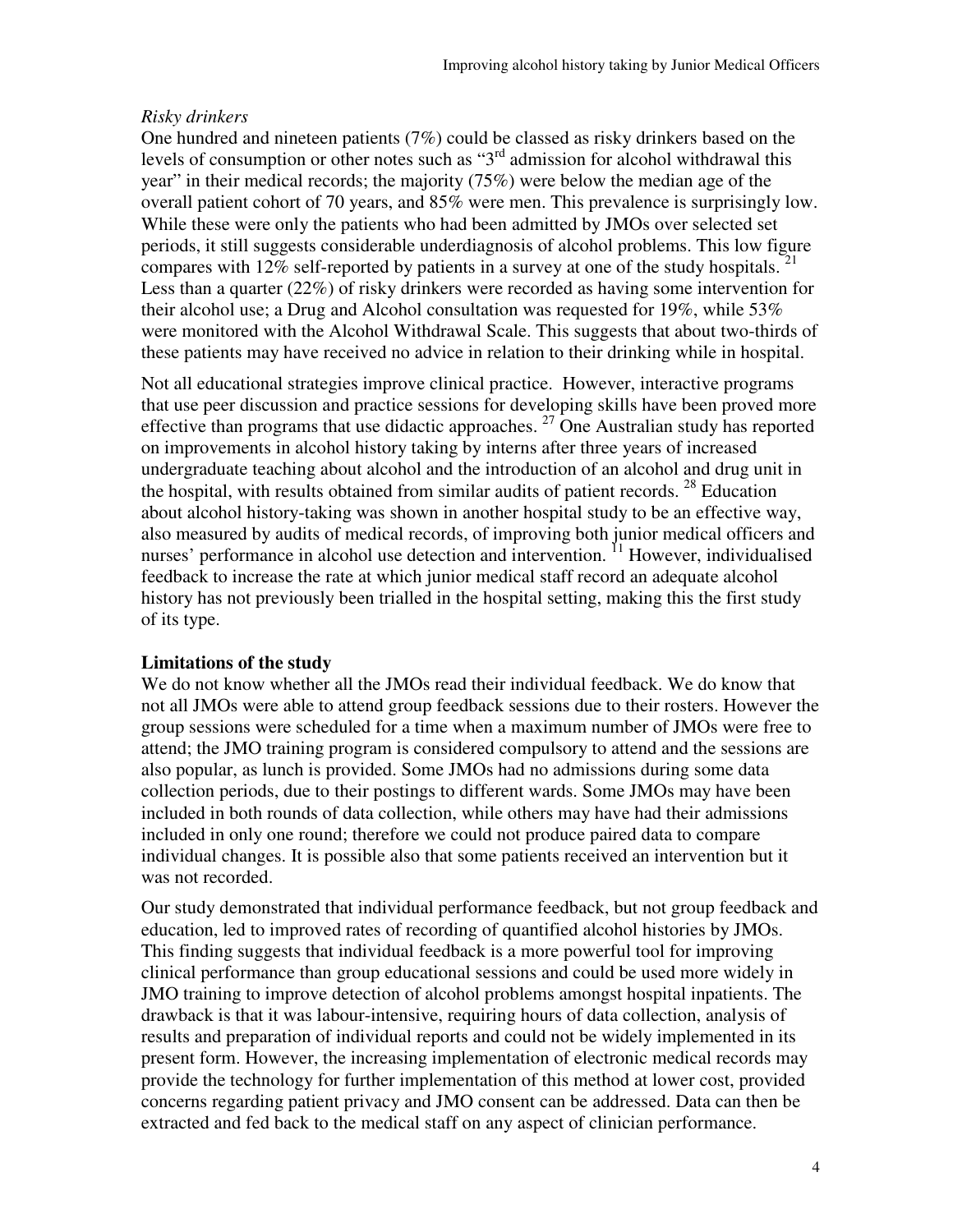*Risky drinkers*

One hundred and nineteen patients (7%) could be classed as risky drinkers based on the levels of consumption or other notes such as "3rd admission for alcohol withdrawal this year" in their medical records; the majority (75%) were below the median age of the overall patient cohort of 70 years, and 85% were men. This prevalence is surprisingly low. While these were only the patients who had been admitted by JMOs over selected set periods, it still suggests considerable underdiagnosis of alcohol problems. This low figure compares with 12% self-reported by patients in a survey at one of the study hospitals. [21] Less than a quarter (22%) of risky drinkers were recorded as having some intervention for their alcohol use; a Drug and Alcohol consultation was requested for 19%, while 53% were monitored with the Alcohol Withdrawal Scale. This suggests that about two-thirds of these patients may have received no advice in relation to their drinking while in hospital.

Not all educational strategies improve clinical practice. However, interactive programs that use peer discussion and practice sessions for developing skills have been proved more effective than programs that use didactic approaches. [27] One Australian study has reported on improvements in alcohol history taking by interns after three years of increased undergraduate teaching about alcohol and the introduction of an alcohol and drug unit in the hospital, with results obtained from similar audits of patient records. [28] Education about alcohol history-taking was shown in another hospital study to be an effective way, also measured by audits of medical records, of improving both junior medical officers and nurses' performance in alcohol use detection and intervention. [11] However, individualised feedback to increase the rate at which junior medical staff record an adequate alcohol history has not previously been trialled in the hospital setting, making this the first study of its type.

## Limitations of the study

We do not know whether all the JMOs read their individual feedback. We do know that not all JMOs were able to attend group feedback sessions due to their rosters. However the group sessions were scheduled for a time when a maximum number of JMOs were free to attend; the JMO training program is considered compulsory to attend and the sessions are also popular, as lunch is provided. Some JMOs had no admissions during some data collection periods, due to their postings to different wards. Some JMOs may have been included in both rounds of data collection, while others may have had their admissions included in only one round; therefore we could not produce paired data to compare individual changes. It is possible also that some patients received an intervention but it was not recorded.

Our study demonstrated that individual performance feedback, but not group feedback and education, led to improved rates of recording of quantified alcohol histories by JMOs. This finding suggests that individual feedback is a more powerful tool for improving clinical performance than group educational sessions and could be used more widely in JMO training to improve detection of alcohol problems amongst hospital inpatients. The drawback is that it was labour-intensive, requiring hours of data collection, analysis of results and preparation of individual reports and could not be widely implemented in its present form. However, the increasing implementation of electronic medical records may provide the technology for further implementation of this method at lower cost, provided concerns regarding patient privacy and JMO consent can be addressed. Data can then be extracted and fed back to the medical staff on any aspect of clinician performance.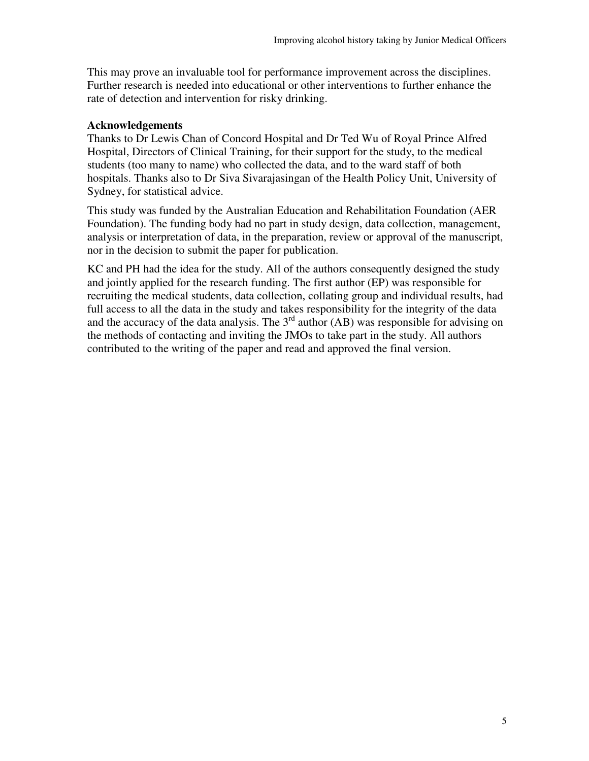This may prove an invaluable tool for performance improvement across the disciplines. Further research is needed into educational or other interventions to further enhance the rate of detection and intervention for risky drinking.

**Acknowledgements**

Thanks to Dr Lewis Chan of Concord Hospital and Dr Ted Wu of Royal Prince Alfred Hospital, Directors of Clinical Training, for their support for the study, to the medical students (too many to name) who collected the data, and to the ward staff of both hospitals. Thanks also to Dr Siva Sivarajasingan of the Health Policy Unit, University of Sydney, for statistical advice.

This study was funded by the Australian Education and Rehabilitation Foundation (AER Foundation). The funding body had no part in study design, data collection, management, analysis or interpretation of data, in the preparation, review or approval of the manuscript, nor in the decision to submit the paper for publication.

KC and PH had the idea for the study. All of the authors consequently designed the study and jointly applied for the research funding. The first author (EP) was responsible for recruiting the medical students, data collection, collating group and individual results, had full access to all the data in the study and takes responsibility for the integrity of the data and the accuracy of the data analysis. The 3rd author (AB) was responsible for advising on the methods of contacting and inviting the JMOs to take part in the study. All authors contributed to the writing of the paper and read and approved the final version.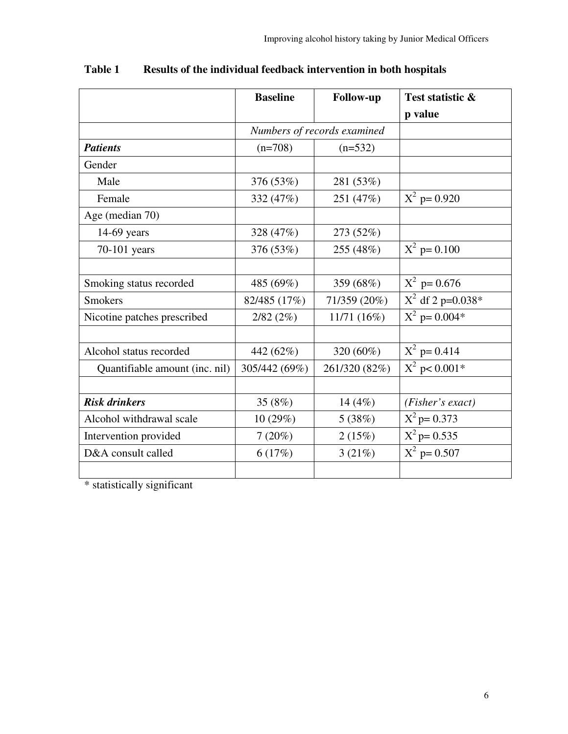**Table 1 Results of the individual feedback intervention in both hospitals**

| | Baseline | Follow-up | Test statistic & p value |
|---|---|---|---|
| | *Numbers of records examined* | | |
| ***Patients*** | (n=708) | (n=532) | |
| Gender | | | |
| Male | 376 (53%) | 281 (53%) | |
| Female | 332 (47%) | 251 (47%) | $X^2$ p= 0.920 |
| Age (median 70) | | | |
| 14-69 years | 328 (47%) | 273 (52%) | |
| 70-101 years | 376 (53%) | 255 (48%) | $X^2$ p= 0.100 |
| | | | |
| Smoking status recorded | 485 (69%) | 359 (68%) | $X^2$ p= 0.676 |
| Smokers | 82/485 (17%) | 71/359 (20%) | $X^2$ df 2 p=0.038* |
| Nicotine patches prescribed | 2/82 (2%) | 11/71 (16%) | $X^2$ p= 0.004* |
| | | | |
| Alcohol status recorded | 442 (62%) | 320 (60%) | $X^2$ p= 0.414 |
| Quantifiable amount (inc. nil) | 305/442 (69%) | 261/320 (82%) | $X^2$ p< 0.001* |
| | | | |
| ***Risk drinkers*** | 35 (8%) | 14 (4%) | *(Fisher's exact)* |
| Alcohol withdrawal scale | 10 (29%) | 5 (38%) | $X^2$ p= 0.373 |
| Intervention provided | 7 (20%) | 2 (15%) | $X^2$ p= 0.535 |
| D&A consult called | 6 (17%) | 3 (21%) | $X^2$ p= 0.507 |
| | | | |

* statistically significant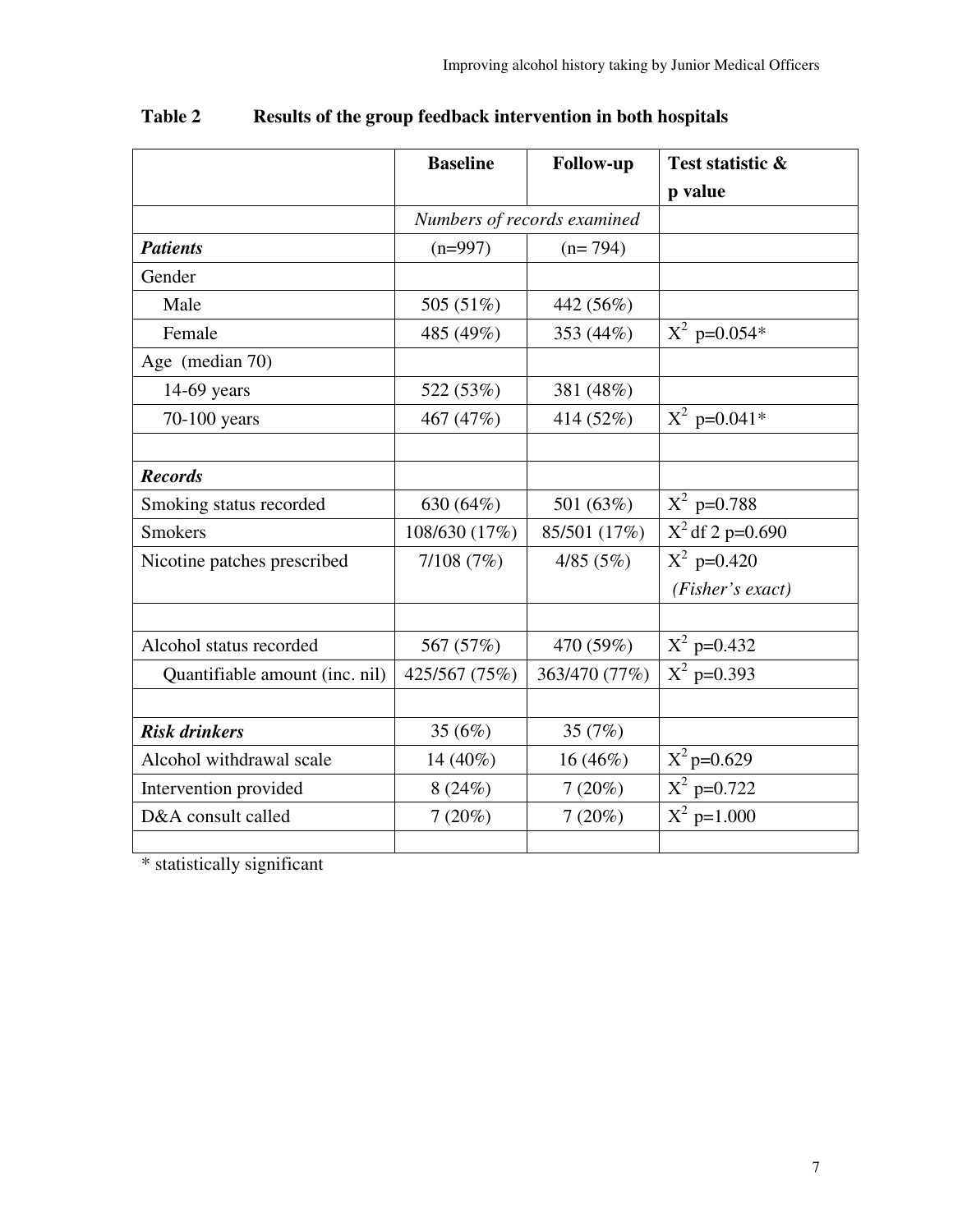**Table 2 Results of the group feedback intervention in both hospitals**

| | Baseline | Follow-up | Test statistic & p value |
|---|---|---|---|
| | *Numbers of records examined* | | |
| ***Patients*** | (n=997) | (n= 794) | |
| Gender | | | |
| Male | 505 (51%) | 442 (56%) | |
| Female | 485 (49%) | 353 (44%) | $X^2$ p=0.054* |
| Age (median 70) | | | |
| 14-69 years | 522 (53%) | 381 (48%) | |
| 70-100 years | 467 (47%) | 414 (52%) | $X^2$ p=0.041* |
| | | | |
| ***Records*** | | | |
| Smoking status recorded | 630 (64%) | 501 (63%) | $X^2$ p=0.788 |
| Smokers | 108/630 (17%) | 85/501 (17%) | $X^2$ df 2 p=0.690 |
| Nicotine patches prescribed | 7/108 (7%) | 4/85 (5%) | $X^2$ p=0.420 *(Fisher's exact)* |
| | | | |
| Alcohol status recorded | 567 (57%) | 470 (59%) | $X^2$ p=0.432 |
| Quantifiable amount (inc. nil) | 425/567 (75%) | 363/470 (77%) | $X^2$ p=0.393 |
| | | | |
| ***Risk drinkers*** | 35 (6%) | 35 (7%) | |
| Alcohol withdrawal scale | 14 (40%) | 16 (46%) | $X^2$ p=0.629 |
| Intervention provided | 8 (24%) | 7 (20%) | $X^2$ p=0.722 |
| D&A consult called | 7 (20%) | 7 (20%) | $X^2$ p=1.000 |
| | | | |

\* statistically significant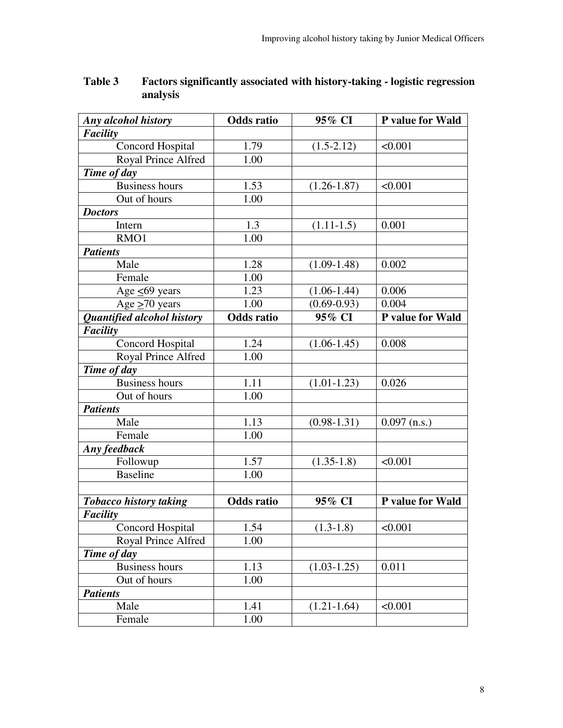**Table 3 Factors significantly associated with history-taking - logistic regression analysis**

| ***Any alcohol history*** | **Odds ratio** | **95% CI** | **P value for Wald** |
|---|---|---|---|
| ***Facility*** | | | |
| Concord Hospital | 1.79 | (1.5-2.12) | <0.001 |
| Royal Prince Alfred | 1.00 | | |
| ***Time of day*** | | | |
| Business hours | 1.53 | (1.26-1.87) | <0.001 |
| Out of hours | 1.00 | | |
| ***Doctors*** | | | |
| Intern | 1.3 | (1.11-1.5) | 0.001 |
| RMO1 | 1.00 | | |
| ***Patients*** | | | |
| Male | 1.28 | (1.09-1.48) | 0.002 |
| Female | 1.00 | | |
| Age ≤69 years | 1.23 | (1.06-1.44) | 0.006 |
| Age ≥70 years | 1.00 | (0.69-0.93) | 0.004 |
| ***Quantified alcohol history*** | **Odds ratio** | **95% CI** | **P value for Wald** |
| ***Facility*** | | | |
| Concord Hospital | 1.24 | (1.06-1.45) | 0.008 |
| Royal Prince Alfred | 1.00 | | |
| ***Time of day*** | | | |
| Business hours | 1.11 | (1.01-1.23) | 0.026 |
| Out of hours | 1.00 | | |
| ***Patients*** | | | |
| Male | 1.13 | (0.98-1.31) | 0.097 (n.s.) |
| Female | 1.00 | | |
| ***Any feedback*** | | | |
| Followup | 1.57 | (1.35-1.8) | <0.001 |
| Baseline | 1.00 | | |
| | | | |
| ***Tobacco history taking*** | **Odds ratio** | **95% CI** | **P value for Wald** |
| ***Facility*** | | | |
| Concord Hospital | 1.54 | (1.3-1.8) | <0.001 |
| Royal Prince Alfred | 1.00 | | |
| ***Time of day*** | | | |
| Business hours | 1.13 | (1.03-1.25) | 0.011 |
| Out of hours | 1.00 | | |
| ***Patients*** | | | |
| Male | 1.41 | (1.21-1.64) | <0.001 |
| Female | 1.00 | | |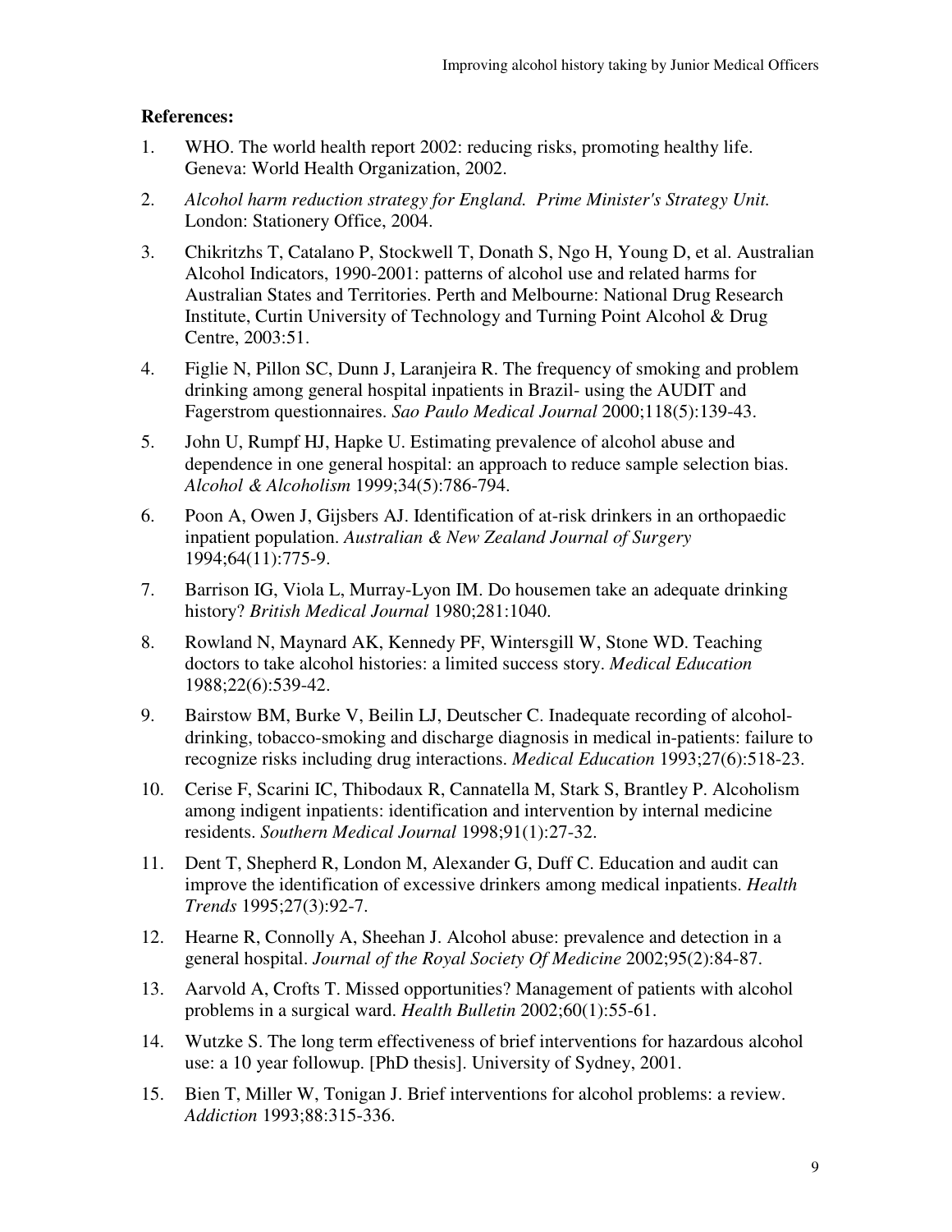**References:**

1. WHO. The world health report 2002: reducing risks, promoting healthy life. Geneva: World Health Organization, 2002.

2. *Alcohol harm reduction strategy for England. Prime Minister's Strategy Unit.* London: Stationery Office, 2004.

3. Chikritzhs T, Catalano P, Stockwell T, Donath S, Ngo H, Young D, et al. Australian Alcohol Indicators, 1990-2001: patterns of alcohol use and related harms for Australian States and Territories. Perth and Melbourne: National Drug Research Institute, Curtin University of Technology and Turning Point Alcohol & Drug Centre, 2003:51.

4. Figlie N, Pillon SC, Dunn J, Laranjeira R. The frequency of smoking and problem drinking among general hospital inpatients in Brazil- using the AUDIT and Fagerstrom questionnaires. *Sao Paulo Medical Journal* 2000;118(5):139-43.

5. John U, Rumpf HJ, Hapke U. Estimating prevalence of alcohol abuse and dependence in one general hospital: an approach to reduce sample selection bias. *Alcohol & Alcoholism* 1999;34(5):786-794.

6. Poon A, Owen J, Gijsbers AJ. Identification of at-risk drinkers in an orthopaedic inpatient population. *Australian & New Zealand Journal of Surgery* 1994;64(11):775-9.

7. Barrison IG, Viola L, Murray-Lyon IM. Do housemen take an adequate drinking history? *British Medical Journal* 1980;281:1040.

8. Rowland N, Maynard AK, Kennedy PF, Wintersgill W, Stone WD. Teaching doctors to take alcohol histories: a limited success story. *Medical Education* 1988;22(6):539-42.

9. Bairstow BM, Burke V, Beilin LJ, Deutscher C. Inadequate recording of alcohol-drinking, tobacco-smoking and discharge diagnosis in medical in-patients: failure to recognize risks including drug interactions. *Medical Education* 1993;27(6):518-23.

10. Cerise F, Scarini IC, Thibodaux R, Cannatella M, Stark S, Brantley P. Alcoholism among indigent inpatients: identification and intervention by internal medicine residents. *Southern Medical Journal* 1998;91(1):27-32.

11. Dent T, Shepherd R, London M, Alexander G, Duff C. Education and audit can improve the identification of excessive drinkers among medical inpatients. *Health Trends* 1995;27(3):92-7.

12. Hearne R, Connolly A, Sheehan J. Alcohol abuse: prevalence and detection in a general hospital. *Journal of the Royal Society Of Medicine* 2002;95(2):84-87.

13. Aarvold A, Crofts T. Missed opportunities? Management of patients with alcohol problems in a surgical ward. *Health Bulletin* 2002;60(1):55-61.

14. Wutzke S. The long term effectiveness of brief interventions for hazardous alcohol use: a 10 year followup. [PhD thesis]. University of Sydney, 2001.

15. Bien T, Miller W, Tonigan J. Brief interventions for alcohol problems: a review. *Addiction* 1993;88:315-336.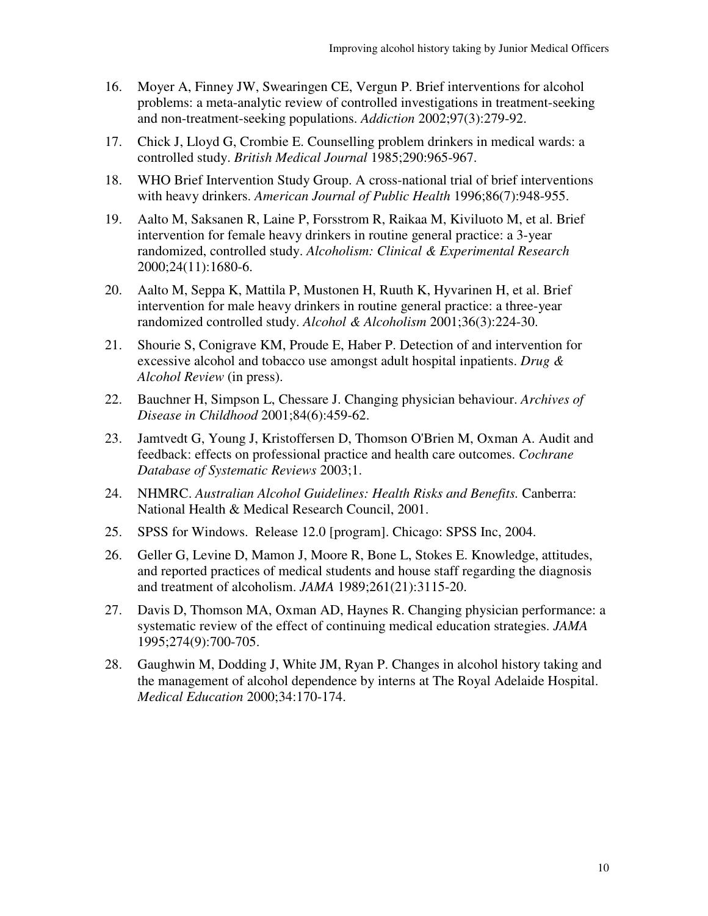16. Moyer A, Finney JW, Swearingen CE, Vergun P. Brief interventions for alcohol problems: a meta-analytic review of controlled investigations in treatment-seeking and non-treatment-seeking populations. *Addiction* 2002;97(3):279-92.

17. Chick J, Lloyd G, Crombie E. Counselling problem drinkers in medical wards: a controlled study. *British Medical Journal* 1985;290:965-967.

18. WHO Brief Intervention Study Group. A cross-national trial of brief interventions with heavy drinkers. *American Journal of Public Health* 1996;86(7):948-955.

19. Aalto M, Saksanen R, Laine P, Forsstrom R, Raikaa M, Kiviluoto M, et al. Brief intervention for female heavy drinkers in routine general practice: a 3-year randomized, controlled study. *Alcoholism: Clinical & Experimental Research* 2000;24(11):1680-6.

20. Aalto M, Seppa K, Mattila P, Mustonen H, Ruuth K, Hyvarinen H, et al. Brief intervention for male heavy drinkers in routine general practice: a three-year randomized controlled study. *Alcohol & Alcoholism* 2001;36(3):224-30.

21. Shourie S, Conigrave KM, Proude E, Haber P. Detection of and intervention for excessive alcohol and tobacco use amongst adult hospital inpatients. *Drug & Alcohol Review* (in press).

22. Bauchner H, Simpson L, Chessare J. Changing physician behaviour. *Archives of Disease in Childhood* 2001;84(6):459-62.

23. Jamtvedt G, Young J, Kristoffersen D, Thomson O'Brien M, Oxman A. Audit and feedback: effects on professional practice and health care outcomes. *Cochrane Database of Systematic Reviews* 2003;1.

24. NHMRC. *Australian Alcohol Guidelines: Health Risks and Benefits.* Canberra: National Health & Medical Research Council, 2001.

25. SPSS for Windows. Release 12.0 [program]. Chicago: SPSS Inc, 2004.

26. Geller G, Levine D, Mamon J, Moore R, Bone L, Stokes E. Knowledge, attitudes, and reported practices of medical students and house staff regarding the diagnosis and treatment of alcoholism. *JAMA* 1989;261(21):3115-20.

27. Davis D, Thomson MA, Oxman AD, Haynes R. Changing physician performance: a systematic review of the effect of continuing medical education strategies. *JAMA* 1995;274(9):700-705.

28. Gaughwin M, Dodding J, White JM, Ryan P. Changes in alcohol history taking and the management of alcohol dependence by interns at The Royal Adelaide Hospital. *Medical Education* 2000;34:170-174.